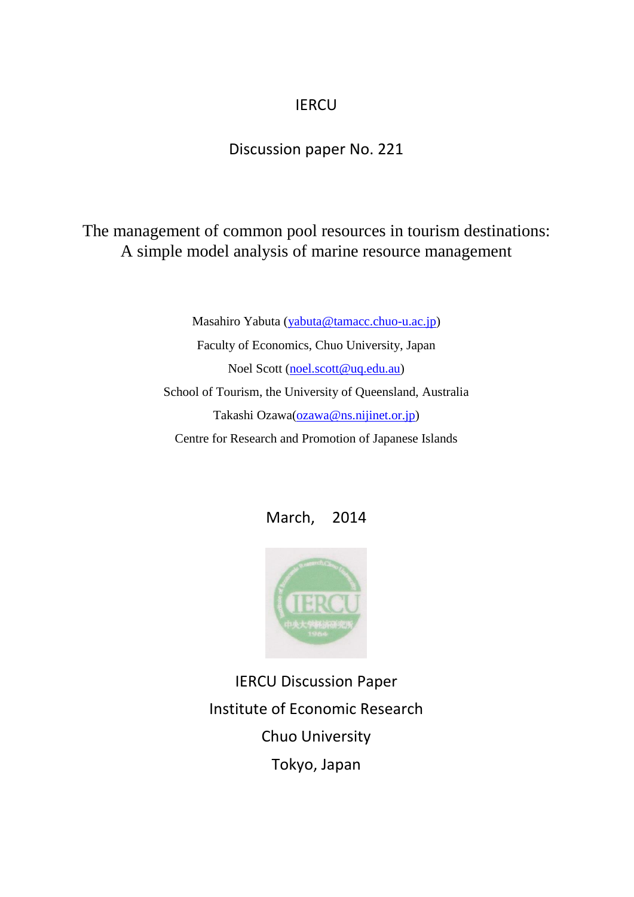IERCU

Discussion paper No. 221

# The management of common pool resources in tourism destinations: A simple model analysis of marine resource management

Masahiro Yabuta (yabuta@tamacc.chuo-u.ac.jp)

Faculty of Economics, Chuo University, Japan

Noel Scott (noel.scott@uq.edu.au)

School of Tourism, the University of Queensland, Australia

Takashi Ozawa(ozawa@ns.nijinet.or.jp)

Centre for Research and Promotion of Japanese Islands

March, 2014

IERCU Discussion Paper

Institute of Economic Research

Chuo University

Tokyo, Japan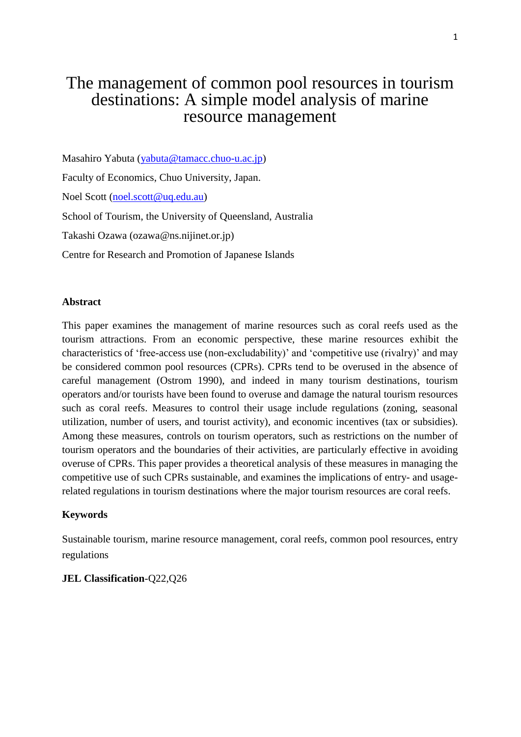# The management of common pool resources in tourism destinations: A simple model analysis of marine resource management

Masahiro Yabuta (yabuta@tamacc.chuo-u.ac.jp)

Faculty of Economics, Chuo University, Japan.

Noel Scott (noel.scott@uq.edu.au)

School of Tourism, the University of Queensland, Australia

Takashi Ozawa (ozawa@ns.nijinet.or.jp)

Centre for Research and Promotion of Japanese Islands

**Abstract**

This paper examines the management of marine resources such as coral reefs used as the tourism attractions. From an economic perspective, these marine resources exhibit the characteristics of 'free-access use (non-excludability)' and 'competitive use (rivalry)' and may be considered common pool resources (CPRs). CPRs tend to be overused in the absence of careful management (Ostrom 1990), and indeed in many tourism destinations, tourism operators and/or tourists have been found to overuse and damage the natural tourism resources such as coral reefs. Measures to control their usage include regulations (zoning, seasonal utilization, number of users, and tourist activity), and economic incentives (tax or subsidies). Among these measures, controls on tourism operators, such as restrictions on the number of tourism operators and the boundaries of their activities, are particularly effective in avoiding overuse of CPRs. This paper provides a theoretical analysis of these measures in managing the competitive use of such CPRs sustainable, and examines the implications of entry- and usage-related regulations in tourism destinations where the major tourism resources are coral reefs.

**Keywords**

Sustainable tourism, marine resource management, coral reefs, common pool resources, entry regulations

**JEL Classification**-Q22,Q26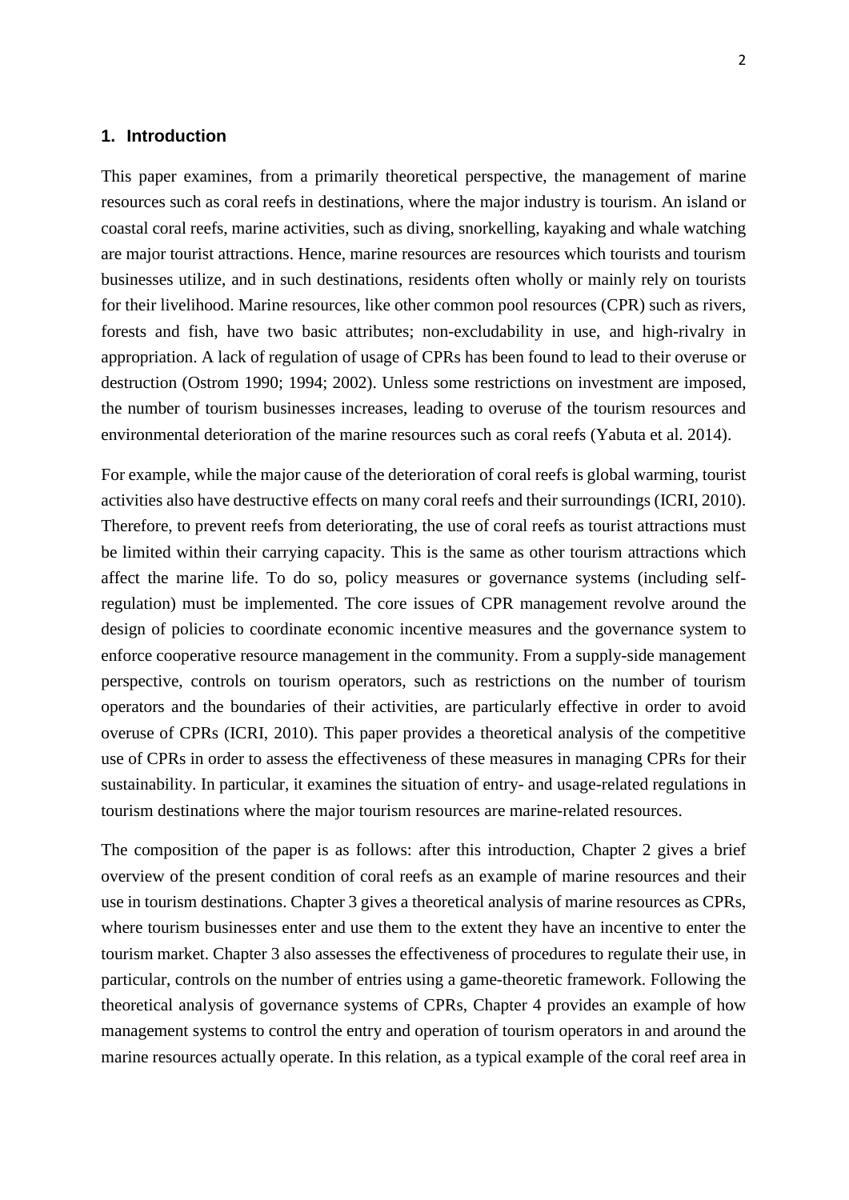## 1. Introduction

This paper examines, from a primarily theoretical perspective, the management of marine resources such as coral reefs in destinations, where the major industry is tourism. An island or coastal coral reefs, marine activities, such as diving, snorkelling, kayaking and whale watching are major tourist attractions. Hence, marine resources are resources which tourists and tourism businesses utilize, and in such destinations, residents often wholly or mainly rely on tourists for their livelihood. Marine resources, like other common pool resources (CPR) such as rivers, forests and fish, have two basic attributes; non-excludability in use, and high-rivalry in appropriation. A lack of regulation of usage of CPRs has been found to lead to their overuse or destruction (Ostrom 1990; 1994; 2002). Unless some restrictions on investment are imposed, the number of tourism businesses increases, leading to overuse of the tourism resources and environmental deterioration of the marine resources such as coral reefs (Yabuta et al. 2014).

For example, while the major cause of the deterioration of coral reefs is global warming, tourist activities also have destructive effects on many coral reefs and their surroundings (ICRI, 2010). Therefore, to prevent reefs from deteriorating, the use of coral reefs as tourist attractions must be limited within their carrying capacity. This is the same as other tourism attractions which affect the marine life. To do so, policy measures or governance systems (including self-regulation) must be implemented. The core issues of CPR management revolve around the design of policies to coordinate economic incentive measures and the governance system to enforce cooperative resource management in the community. From a supply-side management perspective, controls on tourism operators, such as restrictions on the number of tourism operators and the boundaries of their activities, are particularly effective in order to avoid overuse of CPRs (ICRI, 2010). This paper provides a theoretical analysis of the competitive use of CPRs in order to assess the effectiveness of these measures in managing CPRs for their sustainability. In particular, it examines the situation of entry- and usage-related regulations in tourism destinations where the major tourism resources are marine-related resources.

The composition of the paper is as follows: after this introduction, Chapter 2 gives a brief overview of the present condition of coral reefs as an example of marine resources and their use in tourism destinations. Chapter 3 gives a theoretical analysis of marine resources as CPRs, where tourism businesses enter and use them to the extent they have an incentive to enter the tourism market. Chapter 3 also assesses the effectiveness of procedures to regulate their use, in particular, controls on the number of entries using a game-theoretic framework. Following the theoretical analysis of governance systems of CPRs, Chapter 4 provides an example of how management systems to control the entry and operation of tourism operators in and around the marine resources actually operate. In this relation, as a typical example of the coral reef area in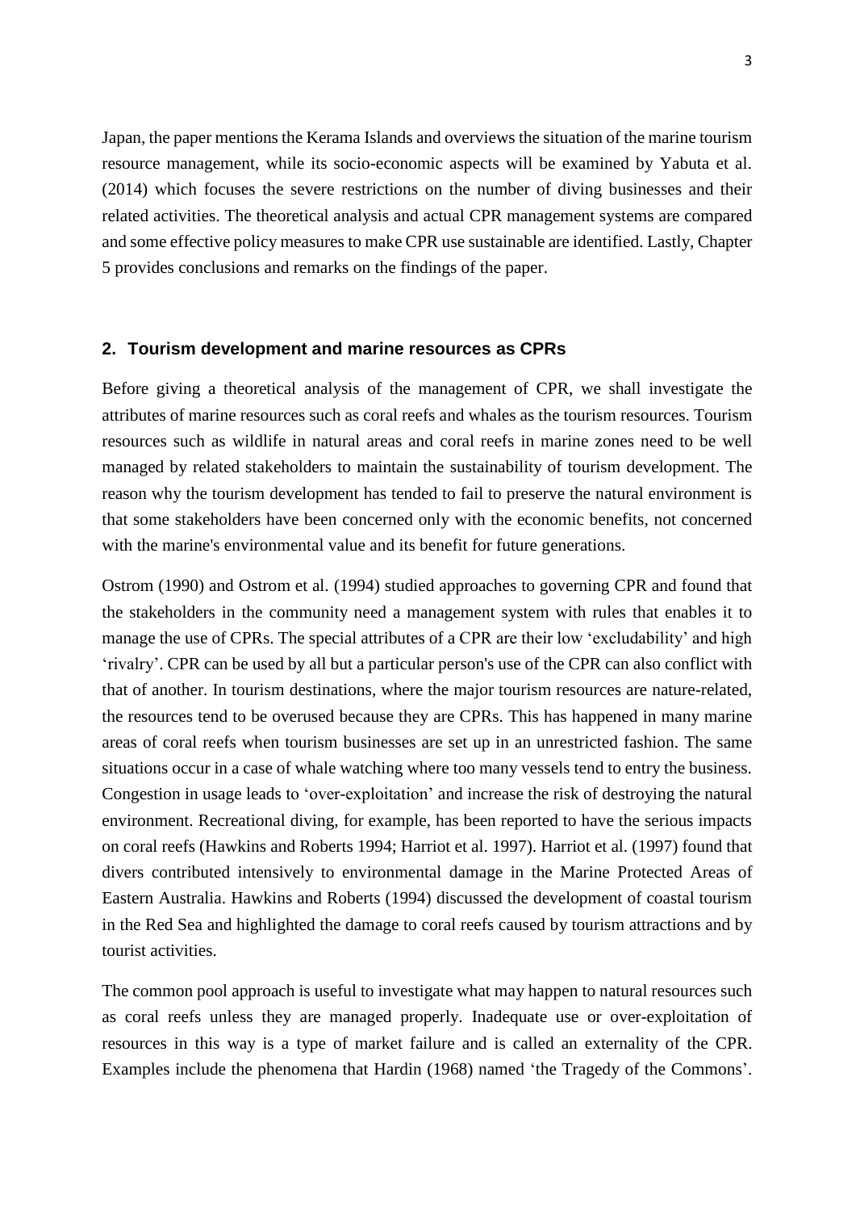Japan, the paper mentions the Kerama Islands and overviews the situation of the marine tourism resource management, while its socio-economic aspects will be examined by Yabuta et al. (2014) which focuses the severe restrictions on the number of diving businesses and their related activities. The theoretical analysis and actual CPR management systems are compared and some effective policy measures to make CPR use sustainable are identified. Lastly, Chapter 5 provides conclusions and remarks on the findings of the paper.

## 2. Tourism development and marine resources as CPRs

Before giving a theoretical analysis of the management of CPR, we shall investigate the attributes of marine resources such as coral reefs and whales as the tourism resources. Tourism resources such as wildlife in natural areas and coral reefs in marine zones need to be well managed by related stakeholders to maintain the sustainability of tourism development. The reason why the tourism development has tended to fail to preserve the natural environment is that some stakeholders have been concerned only with the economic benefits, not concerned with the marine's environmental value and its benefit for future generations.

Ostrom (1990) and Ostrom et al. (1994) studied approaches to governing CPR and found that the stakeholders in the community need a management system with rules that enables it to manage the use of CPRs. The special attributes of a CPR are their low 'excludability' and high 'rivalry'. CPR can be used by all but a particular person's use of the CPR can also conflict with that of another. In tourism destinations, where the major tourism resources are nature-related, the resources tend to be overused because they are CPRs. This has happened in many marine areas of coral reefs when tourism businesses are set up in an unrestricted fashion. The same situations occur in a case of whale watching where too many vessels tend to entry the business. Congestion in usage leads to 'over-exploitation' and increase the risk of destroying the natural environment. Recreational diving, for example, has been reported to have the serious impacts on coral reefs (Hawkins and Roberts 1994; Harriot et al. 1997). Harriot et al. (1997) found that divers contributed intensively to environmental damage in the Marine Protected Areas of Eastern Australia. Hawkins and Roberts (1994) discussed the development of coastal tourism in the Red Sea and highlighted the damage to coral reefs caused by tourism attractions and by tourist activities.

The common pool approach is useful to investigate what may happen to natural resources such as coral reefs unless they are managed properly. Inadequate use or over-exploitation of resources in this way is a type of market failure and is called an externality of the CPR. Examples include the phenomena that Hardin (1968) named 'the Tragedy of the Commons'.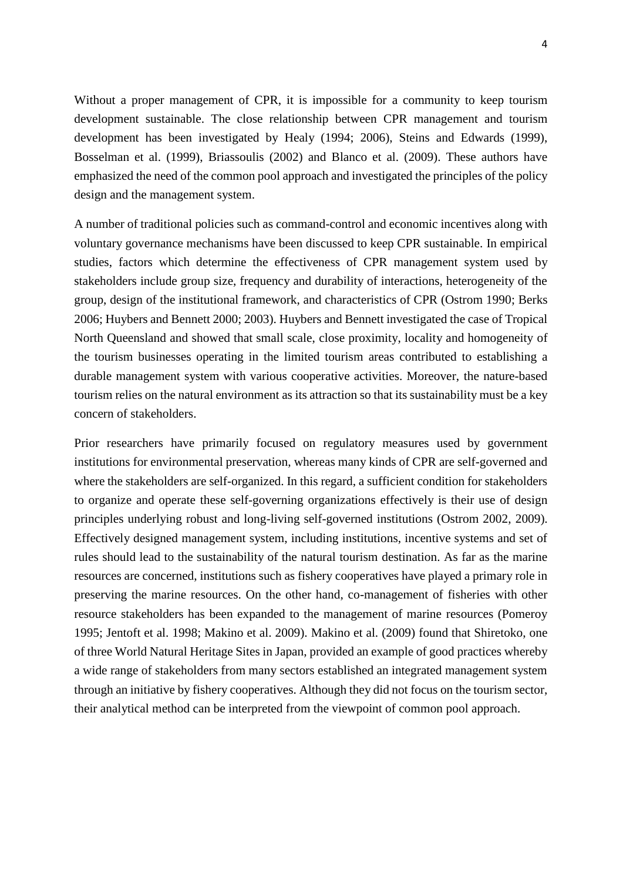Without a proper management of CPR, it is impossible for a community to keep tourism development sustainable. The close relationship between CPR management and tourism development has been investigated by Healy (1994; 2006), Steins and Edwards (1999), Bosselman et al. (1999), Briassoulis (2002) and Blanco et al. (2009). These authors have emphasized the need of the common pool approach and investigated the principles of the policy design and the management system.

A number of traditional policies such as command-control and economic incentives along with voluntary governance mechanisms have been discussed to keep CPR sustainable. In empirical studies, factors which determine the effectiveness of CPR management system used by stakeholders include group size, frequency and durability of interactions, heterogeneity of the group, design of the institutional framework, and characteristics of CPR (Ostrom 1990; Berks 2006; Huybers and Bennett 2000; 2003). Huybers and Bennett investigated the case of Tropical North Queensland and showed that small scale, close proximity, locality and homogeneity of the tourism businesses operating in the limited tourism areas contributed to establishing a durable management system with various cooperative activities. Moreover, the nature-based tourism relies on the natural environment as its attraction so that its sustainability must be a key concern of stakeholders.

Prior researchers have primarily focused on regulatory measures used by government institutions for environmental preservation, whereas many kinds of CPR are self-governed and where the stakeholders are self-organized. In this regard, a sufficient condition for stakeholders to organize and operate these self-governing organizations effectively is their use of design principles underlying robust and long-living self-governed institutions (Ostrom 2002, 2009). Effectively designed management system, including institutions, incentive systems and set of rules should lead to the sustainability of the natural tourism destination. As far as the marine resources are concerned, institutions such as fishery cooperatives have played a primary role in preserving the marine resources. On the other hand, co-management of fisheries with other resource stakeholders has been expanded to the management of marine resources (Pomeroy 1995; Jentoft et al. 1998; Makino et al. 2009). Makino et al. (2009) found that Shiretoko, one of three World Natural Heritage Sites in Japan, provided an example of good practices whereby a wide range of stakeholders from many sectors established an integrated management system through an initiative by fishery cooperatives. Although they did not focus on the tourism sector, their analytical method can be interpreted from the viewpoint of common pool approach.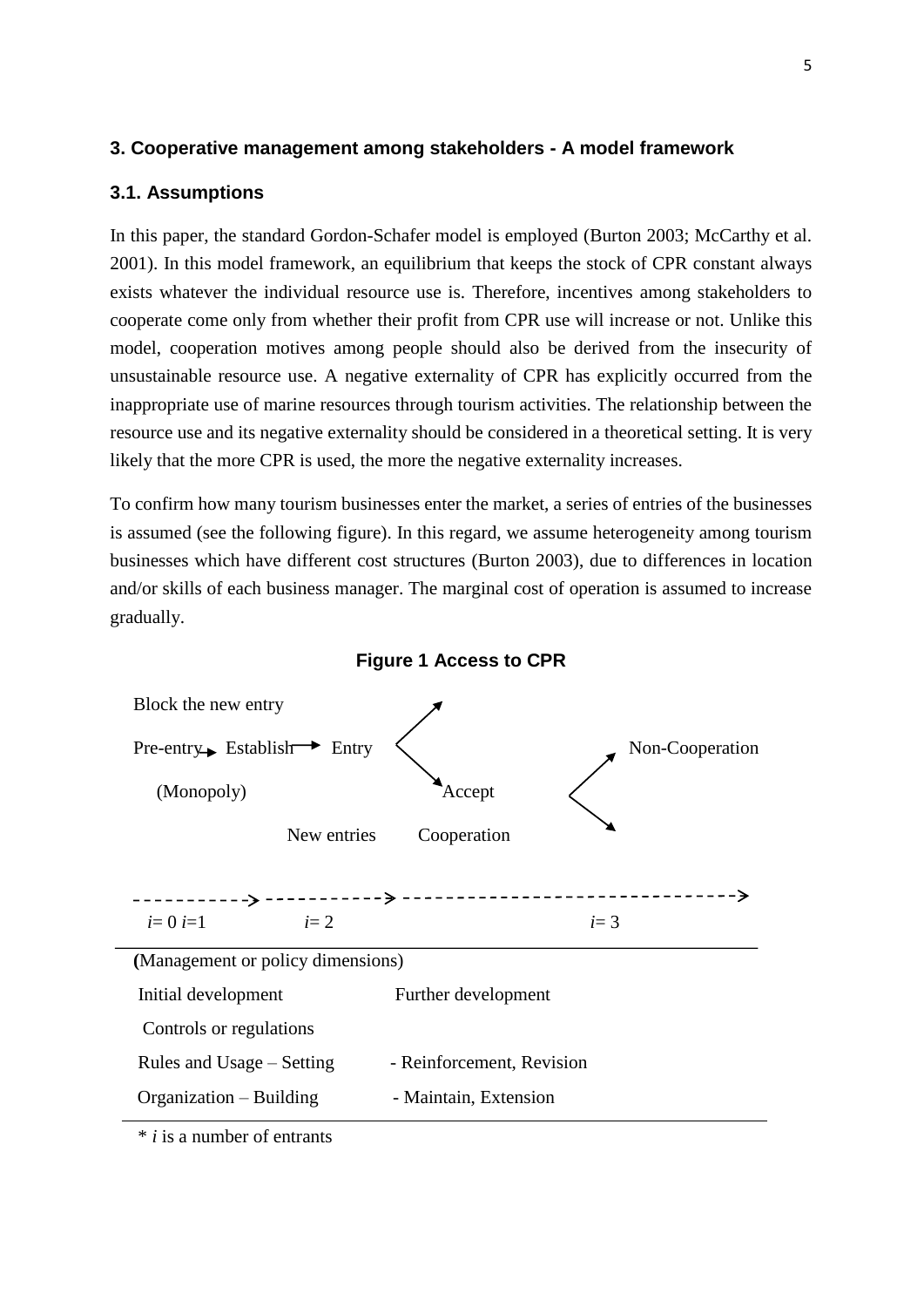## 3. Cooperative management among stakeholders - A model framework

### 3.1. Assumptions

In this paper, the standard Gordon-Schafer model is employed (Burton 2003; McCarthy et al. 2001). In this model framework, an equilibrium that keeps the stock of CPR constant always exists whatever the individual resource use is. Therefore, incentives among stakeholders to cooperate come only from whether their profit from CPR use will increase or not. Unlike this model, cooperation motives among people should also be derived from the insecurity of unsustainable resource use. A negative externality of CPR has explicitly occurred from the inappropriate use of marine resources through tourism activities. The relationship between the resource use and its negative externality should be considered in a theoretical setting. It is very likely that the more CPR is used, the more the negative externality increases.

To confirm how many tourism businesses enter the market, a series of entries of the businesses is assumed (see the following figure). In this regard, we assume heterogeneity among tourism businesses which have different cost structures (Burton 2003), due to differences in location and/or skills of each business manager. The marginal cost of operation is assumed to increase gradually.

**Figure 1 Access to CPR**

```
Block the new entry
                                 ↗
Pre-entry → Establish → Entry  <                              ↗  Non-Cooperation
                                 ↘                           <
(Monopoly)                        Accept                      ↘

                   New entries    Cooperation

- - - - - - - - -> - - - - - - - -> - - - - - - - - - - - - - - - - - - ->
 i= 0 i=1          i= 2                           i= 3
```

| (Management or policy dimensions) | |
|---|---|
| Initial development | Further development |
| Controls or regulations | |
| Rules and Usage – Setting | - Reinforcement, Revision |
| Organization – Building | - Maintain, Extension |

\* $i$ is a number of entrants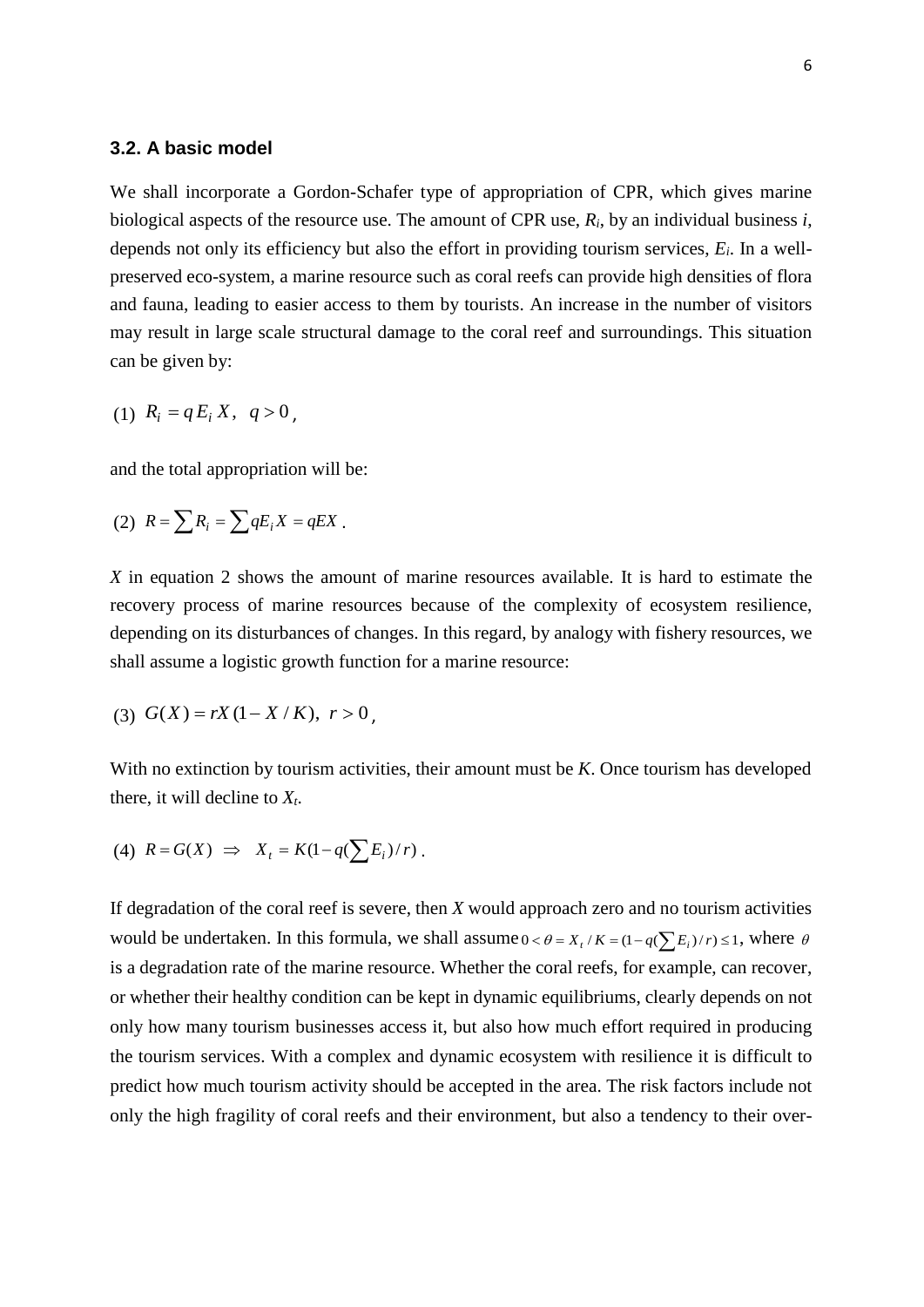### 3.2. A basic model

We shall incorporate a Gordon-Schafer type of appropriation of CPR, which gives marine biological aspects of the resource use. The amount of CPR use, $R_i$, by an individual business $i$, depends not only its efficiency but also the effort in providing tourism services, $E_i$. In a well-preserved eco-system, a marine resource such as coral reefs can provide high densities of flora and fauna, leading to easier access to them by tourists. An increase in the number of visitors may result in large scale structural damage to the coral reef and surroundings. This situation can be given by:

$$(1)\ \ R_i = q\,E_i\,X,\ \ q > 0,$$

and the total appropriation will be:

$$(2)\ \ R = \sum R_i = \sum qE_i X = qEX\ .$$

$X$ in equation 2 shows the amount of marine resources available. It is hard to estimate the recovery process of marine resources because of the complexity of ecosystem resilience, depending on its disturbances of changes. In this regard, by analogy with fishery resources, we shall assume a logistic growth function for a marine resource:

$$(3)\ \ G(X) = rX\,(1 - X / K),\ \ r > 0,$$

With no extinction by tourism activities, their amount must be $K$. Once tourism has developed there, it will decline to $X_t$.

$$(4)\ \ R = G(X)\ \Rightarrow\ \ X_t = K(1 - q(\sum E_i)/r)\ .$$

If degradation of the coral reef is severe, then $X$ would approach zero and no tourism activities would be undertaken. In this formula, we shall assume $0 < \theta = X_t / K = (1 - q(\sum E_i)/r) \leq 1$, where $\theta$ is a degradation rate of the marine resource. Whether the coral reefs, for example, can recover, or whether their healthy condition can be kept in dynamic equilibriums, clearly depends on not only how many tourism businesses access it, but also how much effort required in producing the tourism services. With a complex and dynamic ecosystem with resilience it is difficult to predict how much tourism activity should be accepted in the area. The risk factors include not only the high fragility of coral reefs and their environment, but also a tendency to their over-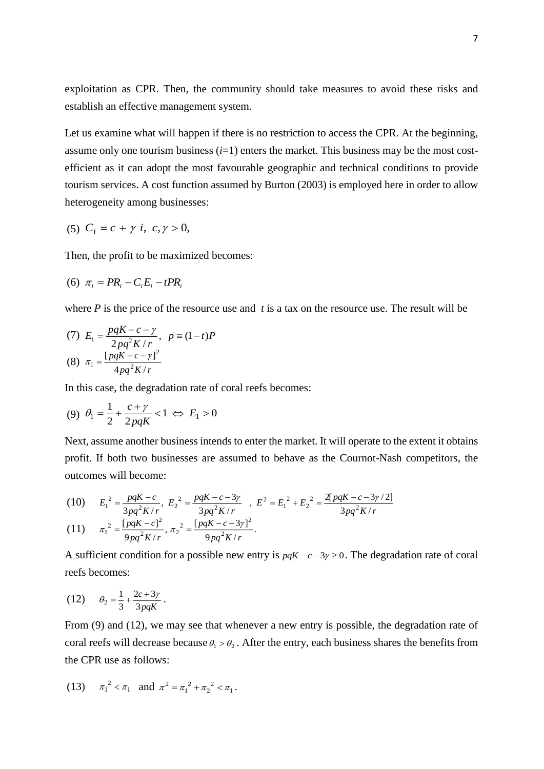exploitation as CPR. Then, the community should take measures to avoid these risks and establish an effective management system.

Let us examine what will happen if there is no restriction to access the CPR. At the beginning, assume only one tourism business ($i$=1) enters the market. This business may be the most cost-efficient as it can adopt the most favourable geographic and technical conditions to provide tourism services. A cost function assumed by Burton (2003) is employed here in order to allow heterogeneity among businesses:

$$\text{(5)} \quad C_i = c + \gamma\ i,\ \ c, \gamma > 0,$$

Then, the profit to be maximized becomes:

$$\text{(6)} \quad \pi_i = PR_i - C_i E_i - tPR_i$$

where $P$ is the price of the resource use and $t$ is a tax on the resource use. The result will be

$$\text{(7)} \quad E_1 = \frac{pqK - c - \gamma}{2pq^2 K / r},\ \ p \equiv (1-t)P$$

$$\text{(8)} \quad \pi_1 = \frac{[pqK - c - \gamma]^2}{4pq^2 K / r}$$

In this case, the degradation rate of coral reefs becomes:

$$\text{(9)} \quad \theta_1 = \frac{1}{2} + \frac{c + \gamma}{2pqK} < 1 \ \Leftrightarrow \ E_1 > 0$$

Next, assume another business intends to enter the market. It will operate to the extent it obtains profit. If both two businesses are assumed to behave as the Cournot-Nash competitors, the outcomes will become:

$$\text{(10)} \quad E_1^{\ 2} = \frac{pqK - c}{3pq^2 K / r},\ E_2^{\ 2} = \frac{pqK - c - 3\gamma}{3pq^2 K / r}\ \ ,\ E^2 = E_1^{\ 2} + E_2^{\ 2} = \frac{2[pqK - c - 3\gamma/2]}{3pq^2 K / r}$$

$$\text{(11)} \quad \pi_1^{\ 2} = \frac{[pqK - c]^2}{9pq^2 K / r},\ \pi_2^{\ 2} = \frac{[pqK - c - 3\gamma]^2}{9pq^2 K / r}.$$

A sufficient condition for a possible new entry is $pqK - c - 3\gamma \geq 0$. The degradation rate of coral reefs becomes:

$$\text{(12)} \quad \theta_2 = \frac{1}{3} + \frac{2c + 3\gamma}{3pqK}.$$

From (9) and (12), we may see that whenever a new entry is possible, the degradation rate of coral reefs will decrease because $\theta_1 > \theta_2$. After the entry, each business shares the benefits from the CPR use as follows:

$$\text{(13)} \quad \pi_1^{\ 2} < \pi_1 \ \text{ and } \ \pi^2 = \pi_1^{\ 2} + \pi_2^{\ 2} < \pi_1.$$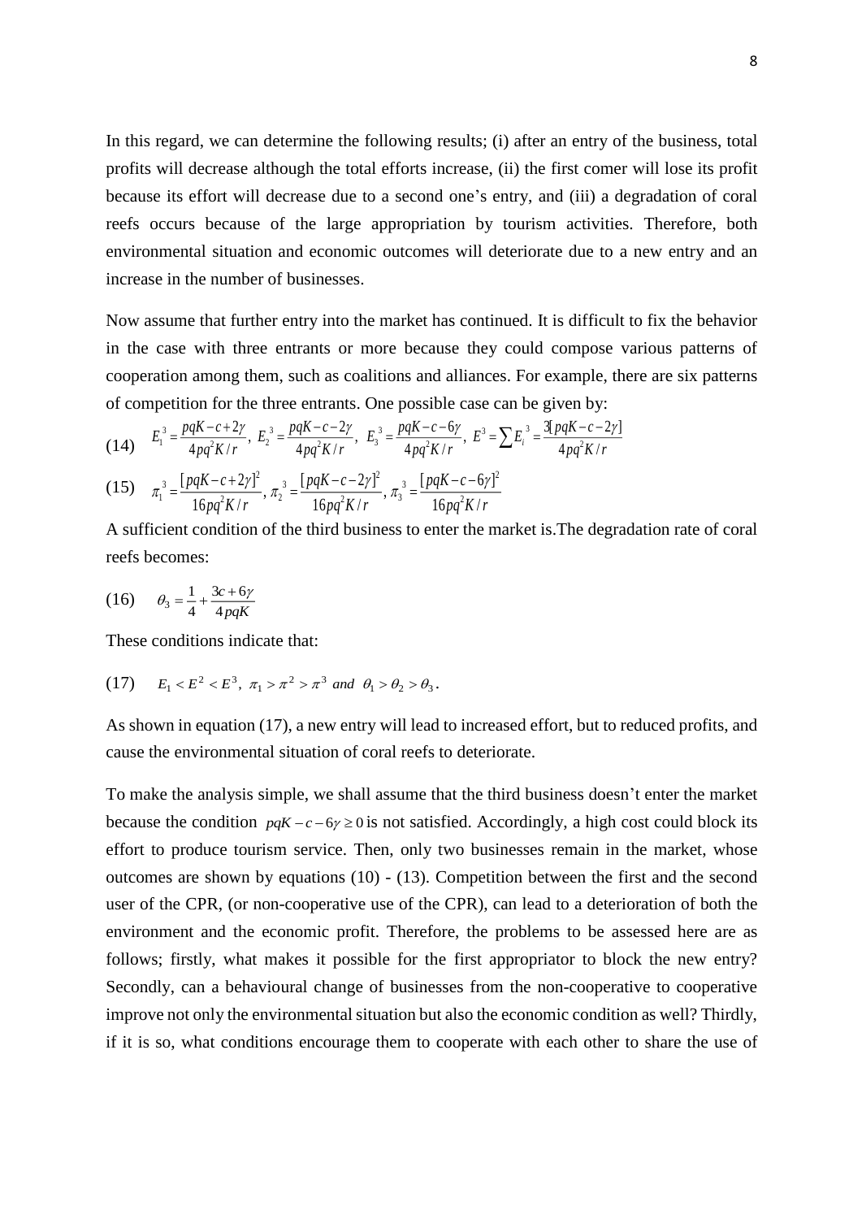In this regard, we can determine the following results; (i) after an entry of the business, total profits will decrease although the total efforts increase, (ii) the first comer will lose its profit because its effort will decrease due to a second one's entry, and (iii) a degradation of coral reefs occurs because of the large appropriation by tourism activities. Therefore, both environmental situation and economic outcomes will deteriorate due to a new entry and an increase in the number of businesses.

Now assume that further entry into the market has continued. It is difficult to fix the behavior in the case with three entrants or more because they could compose various patterns of cooperation among them, such as coalitions and alliances. For example, there are six patterns of competition for the three entrants. One possible case can be given by:

$$(14) \quad E_1^{\ 3} = \frac{pqK - c + 2\gamma}{4pq^2K/r},\ E_2^{\ 3} = \frac{pqK - c - 2\gamma}{4pq^2K/r},\ E_3^{\ 3} = \frac{pqK - c - 6\gamma}{4pq^2K/r},\ E^3 = \sum E_i^{\ 3} = \frac{3[pqK - c - 2\gamma]}{4pq^2K/r}$$

$$(15) \quad \pi_1^{\ 3} = \frac{[pqK - c + 2\gamma]^2}{16pq^2K/r},\ \pi_2^{\ 3} = \frac{[pqK - c - 2\gamma]^2}{16pq^2K/r},\ \pi_3^{\ 3} = \frac{[pqK - c - 6\gamma]^2}{16pq^2K/r}$$

A sufficient condition of the third business to enter the market is.The degradation rate of coral reefs becomes:

$$(16) \quad \theta_3 = \frac{1}{4} + \frac{3c + 6\gamma}{4pqK}$$

These conditions indicate that:

$$(17) \quad E_1 < E^2 < E^3,\ \pi_1 > \pi^2 > \pi^3 \ and\ \theta_1 > \theta_2 > \theta_3 .$$

As shown in equation (17), a new entry will lead to increased effort, but to reduced profits, and cause the environmental situation of coral reefs to deteriorate.

To make the analysis simple, we shall assume that the third business doesn't enter the market because the condition $pqK - c - 6\gamma \geq 0$ is not satisfied. Accordingly, a high cost could block its effort to produce tourism service. Then, only two businesses remain in the market, whose outcomes are shown by equations (10) - (13). Competition between the first and the second user of the CPR, (or non-cooperative use of the CPR), can lead to a deterioration of both the environment and the economic profit. Therefore, the problems to be assessed here are as follows; firstly, what makes it possible for the first appropriator to block the new entry? Secondly, can a behavioural change of businesses from the non-cooperative to cooperative improve not only the environmental situation but also the economic condition as well? Thirdly, if it is so, what conditions encourage them to cooperate with each other to share the use of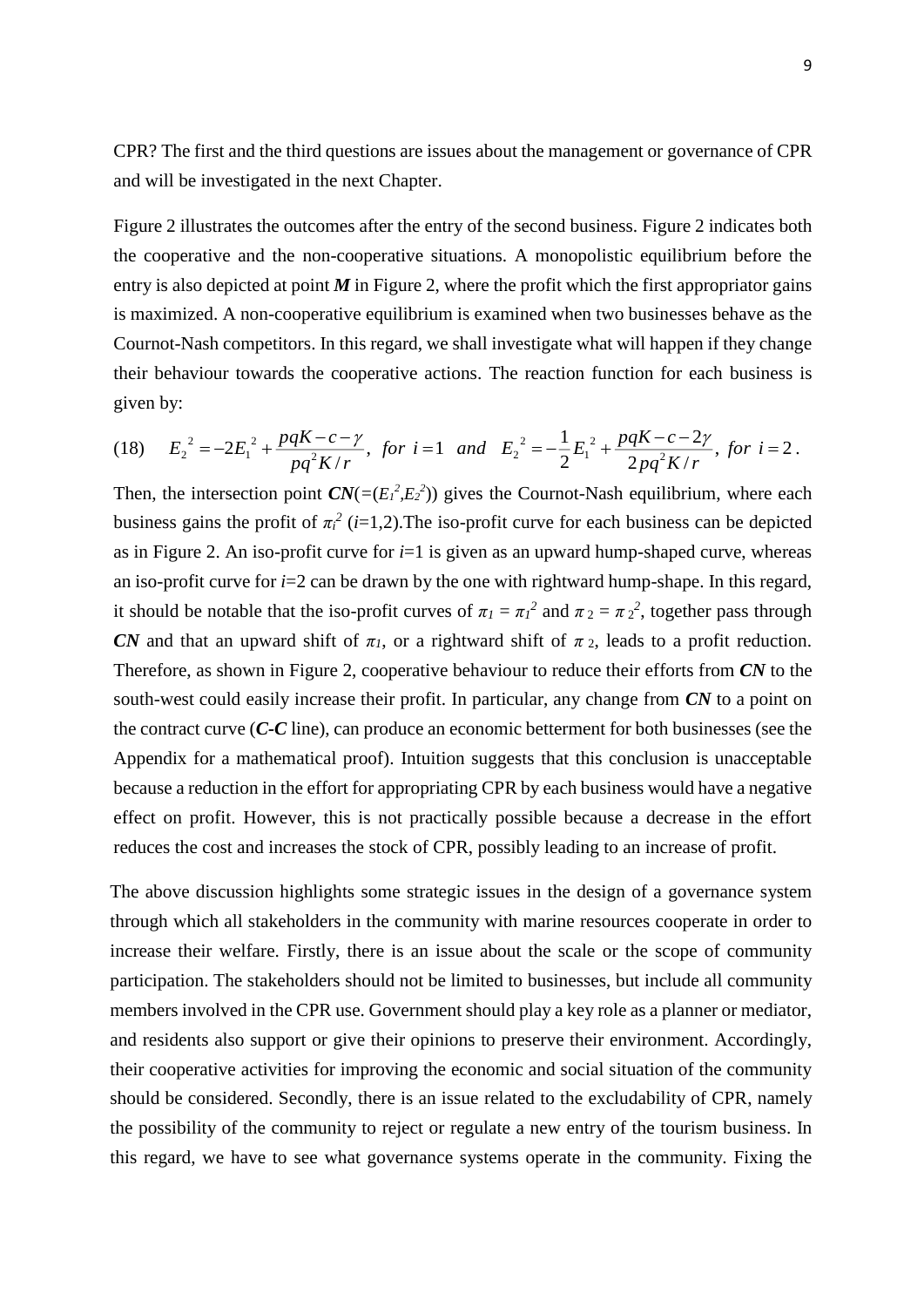CPR? The first and the third questions are issues about the management or governance of CPR and will be investigated in the next Chapter.

Figure 2 illustrates the outcomes after the entry of the second business. Figure 2 indicates both the cooperative and the non-cooperative situations. A monopolistic equilibrium before the entry is also depicted at point ***M*** in Figure 2, where the profit which the first appropriator gains is maximized. A non-cooperative equilibrium is examined when two businesses behave as the Cournot-Nash competitors. In this regard, we shall investigate what will happen if they change their behaviour towards the cooperative actions. The reaction function for each business is given by:

$$(18) \quad E_2^{\ 2} = -2E_1^{\ 2} + \frac{pqK - c - \gamma}{pq^2K/r}, \ for \ i=1 \ \ and \ \ E_2^{\ 2} = -\frac{1}{2}E_1^{\ 2} + \frac{pqK - c - 2\gamma}{2pq^2K/r}, \ for \ i=2.$$

Then, the intersection point ***CN***$(=(E_1^2,E_2^2))$ gives the Cournot-Nash equilibrium, where each business gains the profit of $\pi_i^2$ ($i$=1,2).The iso-profit curve for each business can be depicted as in Figure 2. An iso-profit curve for $i$=1 is given as an upward hump-shaped curve, whereas an iso-profit curve for $i$=2 can be drawn by the one with rightward hump-shape. In this regard, it should be notable that the iso-profit curves of $\pi_1 = \pi_1^2$ and $\pi_2 = \pi_2^2$, together pass through ***CN*** and that an upward shift of $\pi_1$, or a rightward shift of $\pi_2$, leads to a profit reduction. Therefore, as shown in Figure 2, cooperative behaviour to reduce their efforts from ***CN*** to the south-west could easily increase their profit. In particular, any change from ***CN*** to a point on the contract curve (***C-C*** line), can produce an economic betterment for both businesses (see the Appendix for a mathematical proof). Intuition suggests that this conclusion is unacceptable because a reduction in the effort for appropriating CPR by each business would have a negative effect on profit. However, this is not practically possible because a decrease in the effort reduces the cost and increases the stock of CPR, possibly leading to an increase of profit.

The above discussion highlights some strategic issues in the design of a governance system through which all stakeholders in the community with marine resources cooperate in order to increase their welfare. Firstly, there is an issue about the scale or the scope of community participation. The stakeholders should not be limited to businesses, but include all community members involved in the CPR use. Government should play a key role as a planner or mediator, and residents also support or give their opinions to preserve their environment. Accordingly, their cooperative activities for improving the economic and social situation of the community should be considered. Secondly, there is an issue related to the excludability of CPR, namely the possibility of the community to reject or regulate a new entry of the tourism business. In this regard, we have to see what governance systems operate in the community. Fixing the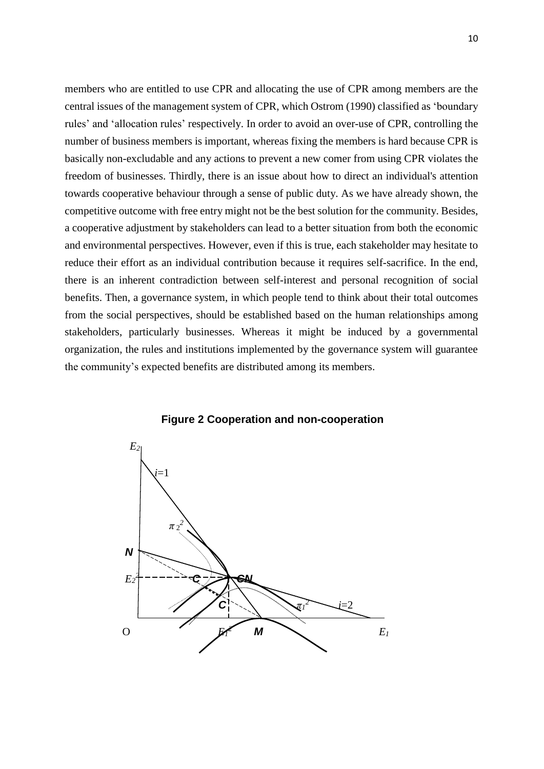members who are entitled to use CPR and allocating the use of CPR among members are the central issues of the management system of CPR, which Ostrom (1990) classified as 'boundary rules' and 'allocation rules' respectively. In order to avoid an over-use of CPR, controlling the number of business members is important, whereas fixing the members is hard because CPR is basically non-excludable and any actions to prevent a new comer from using CPR violates the freedom of businesses. Thirdly, there is an issue about how to direct an individual's attention towards cooperative behaviour through a sense of public duty. As we have already shown, the competitive outcome with free entry might not be the best solution for the community. Besides, a cooperative adjustment by stakeholders can lead to a better situation from both the economic and environmental perspectives. However, even if this is true, each stakeholder may hesitate to reduce their effort as an individual contribution because it requires self-sacrifice. In the end, there is an inherent contradiction between self-interest and personal recognition of social benefits. Then, a governance system, in which people tend to think about their total outcomes from the social perspectives, should be established based on the human relationships among stakeholders, particularly businesses. Whereas it might be induced by a governmental organization, the rules and institutions implemented by the governance system will guarantee the community's expected benefits are distributed among its members.

**Figure 2 Cooperation and non-cooperation**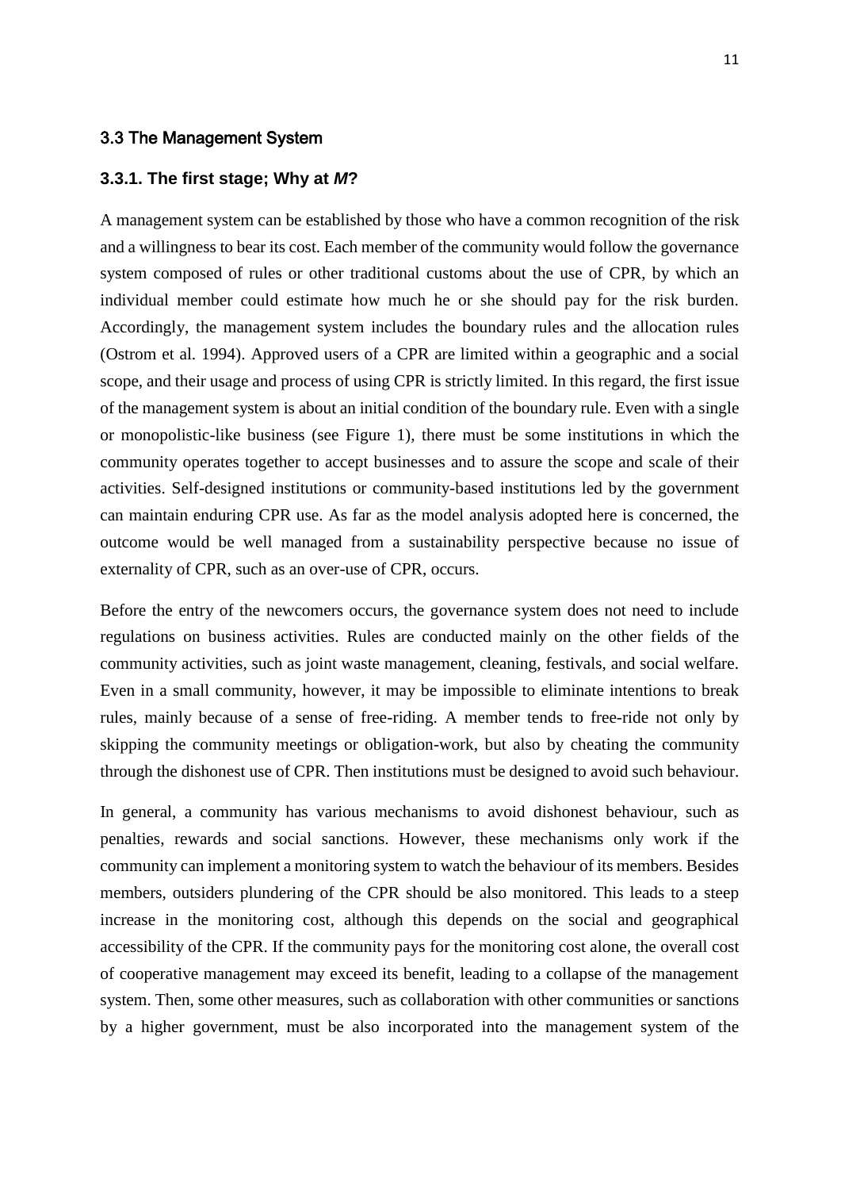### 3.3 The Management System

#### 3.3.1. The first stage; Why at *M*?

A management system can be established by those who have a common recognition of the risk and a willingness to bear its cost. Each member of the community would follow the governance system composed of rules or other traditional customs about the use of CPR, by which an individual member could estimate how much he or she should pay for the risk burden. Accordingly, the management system includes the boundary rules and the allocation rules (Ostrom et al. 1994). Approved users of a CPR are limited within a geographic and a social scope, and their usage and process of using CPR is strictly limited. In this regard, the first issue of the management system is about an initial condition of the boundary rule. Even with a single or monopolistic-like business (see Figure 1), there must be some institutions in which the community operates together to accept businesses and to assure the scope and scale of their activities. Self-designed institutions or community-based institutions led by the government can maintain enduring CPR use. As far as the model analysis adopted here is concerned, the outcome would be well managed from a sustainability perspective because no issue of externality of CPR, such as an over-use of CPR, occurs.

Before the entry of the newcomers occurs, the governance system does not need to include regulations on business activities. Rules are conducted mainly on the other fields of the community activities, such as joint waste management, cleaning, festivals, and social welfare. Even in a small community, however, it may be impossible to eliminate intentions to break rules, mainly because of a sense of free-riding. A member tends to free-ride not only by skipping the community meetings or obligation-work, but also by cheating the community through the dishonest use of CPR. Then institutions must be designed to avoid such behaviour.

In general, a community has various mechanisms to avoid dishonest behaviour, such as penalties, rewards and social sanctions. However, these mechanisms only work if the community can implement a monitoring system to watch the behaviour of its members. Besides members, outsiders plundering of the CPR should be also monitored. This leads to a steep increase in the monitoring cost, although this depends on the social and geographical accessibility of the CPR. If the community pays for the monitoring cost alone, the overall cost of cooperative management may exceed its benefit, leading to a collapse of the management system. Then, some other measures, such as collaboration with other communities or sanctions by a higher government, must be also incorporated into the management system of the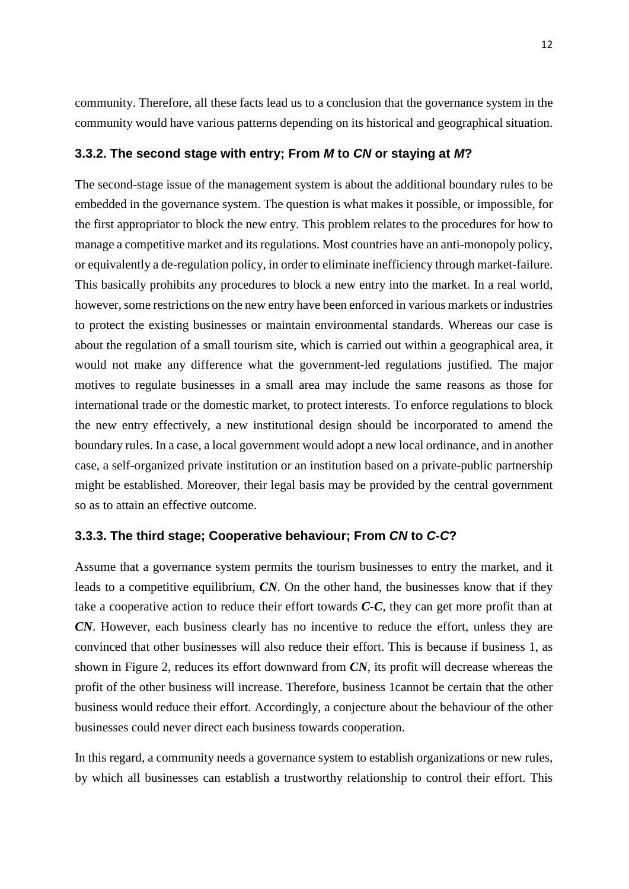community. Therefore, all these facts lead us to a conclusion that the governance system in the community would have various patterns depending on its historical and geographical situation.

### 3.3.2. The second stage with entry; From *M* to *CN* or staying at *M*?

The second-stage issue of the management system is about the additional boundary rules to be embedded in the governance system. The question is what makes it possible, or impossible, for the first appropriator to block the new entry. This problem relates to the procedures for how to manage a competitive market and its regulations. Most countries have an anti-monopoly policy, or equivalently a de-regulation policy, in order to eliminate inefficiency through market-failure. This basically prohibits any procedures to block a new entry into the market. In a real world, however, some restrictions on the new entry have been enforced in various markets or industries to protect the existing businesses or maintain environmental standards. Whereas our case is about the regulation of a small tourism site, which is carried out within a geographical area, it would not make any difference what the government-led regulations justified. The major motives to regulate businesses in a small area may include the same reasons as those for international trade or the domestic market, to protect interests. To enforce regulations to block the new entry effectively, a new institutional design should be incorporated to amend the boundary rules. In a case, a local government would adopt a new local ordinance, and in another case, a self-organized private institution or an institution based on a private-public partnership might be established. Moreover, their legal basis may be provided by the central government so as to attain an effective outcome.

### 3.3.3. The third stage; Cooperative behaviour; From *CN* to *C-C*?

Assume that a governance system permits the tourism businesses to entry the market, and it leads to a competitive equilibrium, ***CN***. On the other hand, the businesses know that if they take a cooperative action to reduce their effort towards ***C-C***, they can get more profit than at ***CN***. However, each business clearly has no incentive to reduce the effort, unless they are convinced that other businesses will also reduce their effort. This is because if business 1, as shown in Figure 2, reduces its effort downward from ***CN***, its profit will decrease whereas the profit of the other business will increase. Therefore, business 1cannot be certain that the other business would reduce their effort. Accordingly, a conjecture about the behaviour of the other businesses could never direct each business towards cooperation.

In this regard, a community needs a governance system to establish organizations or new rules, by which all businesses can establish a trustworthy relationship to control their effort. This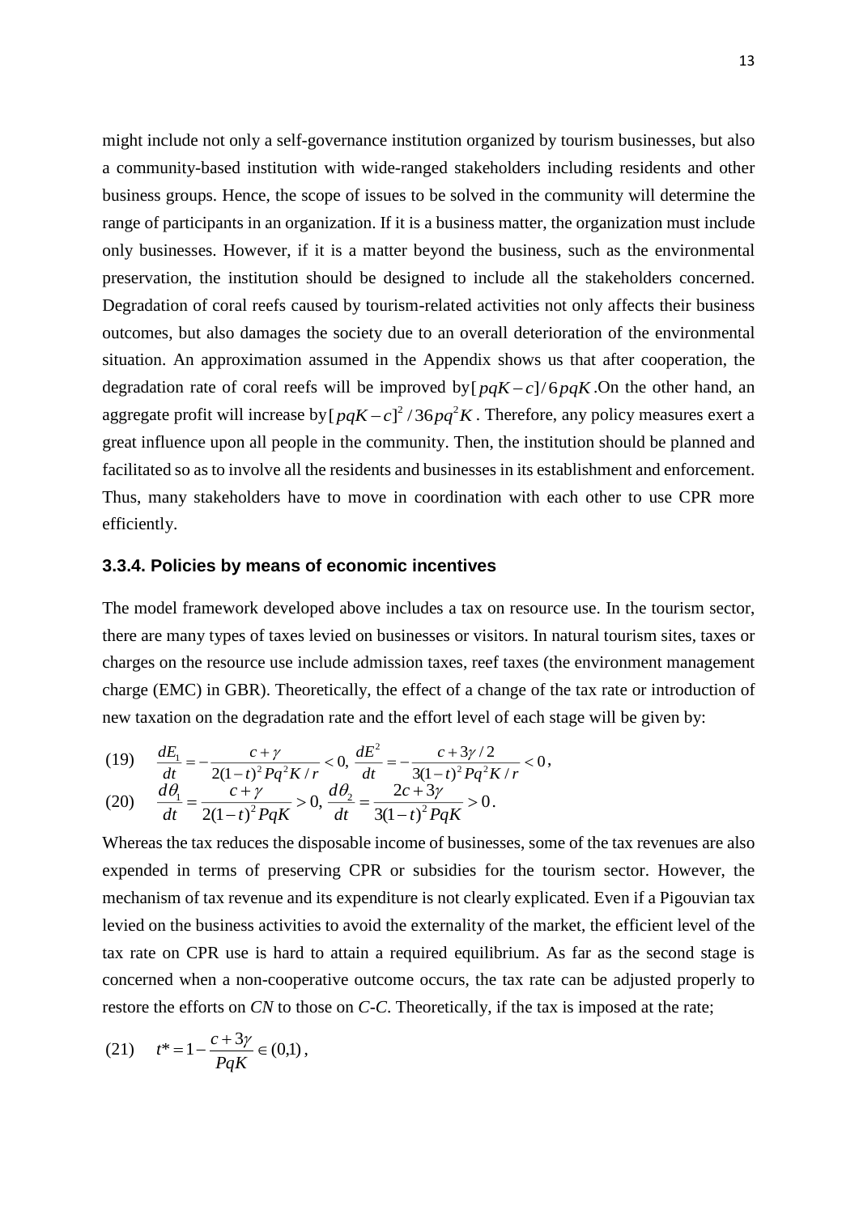might include not only a self-governance institution organized by tourism businesses, but also a community-based institution with wide-ranged stakeholders including residents and other business groups. Hence, the scope of issues to be solved in the community will determine the range of participants in an organization. If it is a business matter, the organization must include only businesses. However, if it is a matter beyond the business, such as the environmental preservation, the institution should be designed to include all the stakeholders concerned. Degradation of coral reefs caused by tourism-related activities not only affects their business outcomes, but also damages the society due to an overall deterioration of the environmental situation. An approximation assumed in the Appendix shows us that after cooperation, the degradation rate of coral reefs will be improved by $[pqK-c]/6pqK$.On the other hand, an aggregate profit will increase by $[pqK-c]^2/36pq^2K$. Therefore, any policy measures exert a great influence upon all people in the community. Then, the institution should be planned and facilitated so as to involve all the residents and businesses in its establishment and enforcement. Thus, many stakeholders have to move in coordination with each other to use CPR more efficiently.

### 3.3.4. Policies by means of economic incentives

The model framework developed above includes a tax on resource use. In the tourism sector, there are many types of taxes levied on businesses or visitors. In natural tourism sites, taxes or charges on the resource use include admission taxes, reef taxes (the environment management charge (EMC) in GBR). Theoretically, the effect of a change of the tax rate or introduction of new taxation on the degradation rate and the effort level of each stage will be given by:

$$\text{(19)} \quad \frac{dE_1}{dt} = -\frac{c+\gamma}{2(1-t)^2 Pq^2K/r} < 0,\ \frac{dE^2}{dt} = -\frac{c+3\gamma/2}{3(1-t)^2 Pq^2K/r} < 0,$$

$$\text{(20)} \quad \frac{d\theta_1}{dt} = \frac{c+\gamma}{2(1-t)^2 PqK} > 0,\ \frac{d\theta_2}{dt} = \frac{2c+3\gamma}{3(1-t)^2 PqK} > 0.$$

Whereas the tax reduces the disposable income of businesses, some of the tax revenues are also expended in terms of preserving CPR or subsidies for the tourism sector. However, the mechanism of tax revenue and its expenditure is not clearly explicated. Even if a Pigouvian tax levied on the business activities to avoid the externality of the market, the efficient level of the tax rate on CPR use is hard to attain a required equilibrium. As far as the second stage is concerned when a non-cooperative outcome occurs, the tax rate can be adjusted properly to restore the efforts on *CN* to those on *C-C*. Theoretically, if the tax is imposed at the rate;

$$\text{(21)} \quad t^* = 1 - \frac{c+3\gamma}{PqK} \in (0,1),$$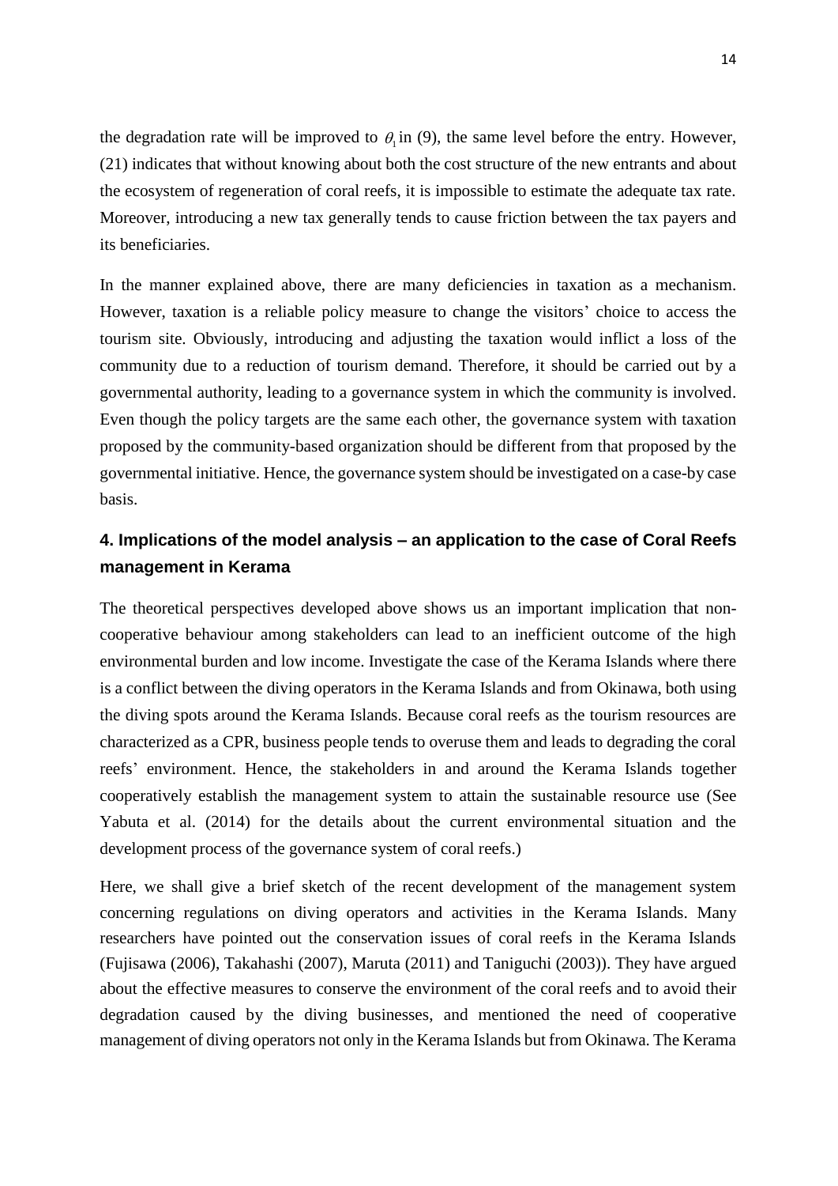the degradation rate will be improved to $\theta_1$ in (9), the same level before the entry. However, (21) indicates that without knowing about both the cost structure of the new entrants and about the ecosystem of regeneration of coral reefs, it is impossible to estimate the adequate tax rate. Moreover, introducing a new tax generally tends to cause friction between the tax payers and its beneficiaries.

In the manner explained above, there are many deficiencies in taxation as a mechanism. However, taxation is a reliable policy measure to change the visitors' choice to access the tourism site. Obviously, introducing and adjusting the taxation would inflict a loss of the community due to a reduction of tourism demand. Therefore, it should be carried out by a governmental authority, leading to a governance system in which the community is involved. Even though the policy targets are the same each other, the governance system with taxation proposed by the community-based organization should be different from that proposed by the governmental initiative. Hence, the governance system should be investigated on a case-by case basis.

## 4. Implications of the model analysis – an application to the case of Coral Reefs management in Kerama

The theoretical perspectives developed above shows us an important implication that non-cooperative behaviour among stakeholders can lead to an inefficient outcome of the high environmental burden and low income. Investigate the case of the Kerama Islands where there is a conflict between the diving operators in the Kerama Islands and from Okinawa, both using the diving spots around the Kerama Islands. Because coral reefs as the tourism resources are characterized as a CPR, business people tends to overuse them and leads to degrading the coral reefs' environment. Hence, the stakeholders in and around the Kerama Islands together cooperatively establish the management system to attain the sustainable resource use (See Yabuta et al. (2014) for the details about the current environmental situation and the development process of the governance system of coral reefs.)

Here, we shall give a brief sketch of the recent development of the management system concerning regulations on diving operators and activities in the Kerama Islands. Many researchers have pointed out the conservation issues of coral reefs in the Kerama Islands (Fujisawa (2006), Takahashi (2007), Maruta (2011) and Taniguchi (2003)). They have argued about the effective measures to conserve the environment of the coral reefs and to avoid their degradation caused by the diving businesses, and mentioned the need of cooperative management of diving operators not only in the Kerama Islands but from Okinawa. The Kerama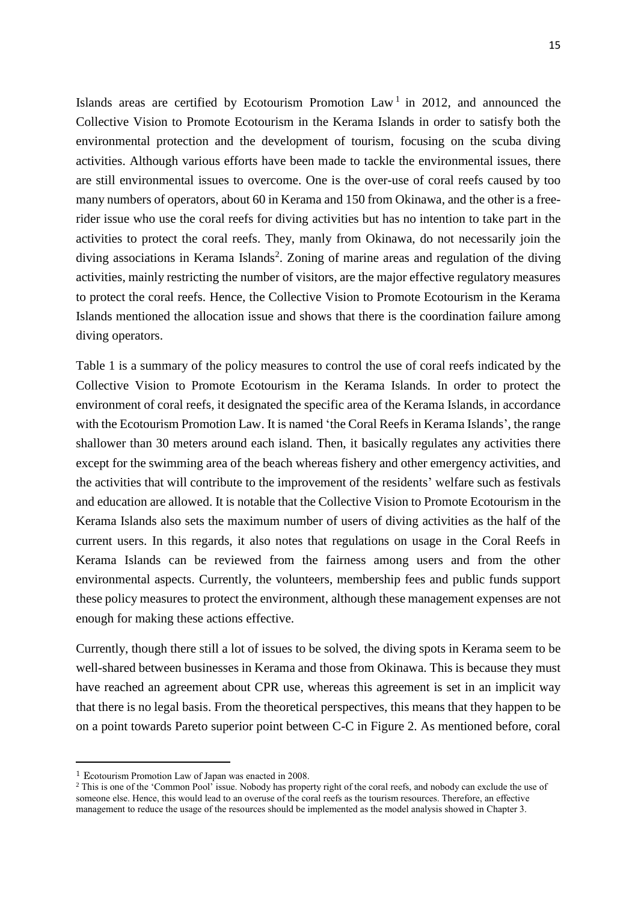Islands areas are certified by Ecotourism Promotion Law[1] in 2012, and announced the Collective Vision to Promote Ecotourism in the Kerama Islands in order to satisfy both the environmental protection and the development of tourism, focusing on the scuba diving activities. Although various efforts have been made to tackle the environmental issues, there are still environmental issues to overcome. One is the over-use of coral reefs caused by too many numbers of operators, about 60 in Kerama and 150 from Okinawa, and the other is a free-rider issue who use the coral reefs for diving activities but has no intention to take part in the activities to protect the coral reefs. They, manly from Okinawa, do not necessarily join the diving associations in Kerama Islands[2]. Zoning of marine areas and regulation of the diving activities, mainly restricting the number of visitors, are the major effective regulatory measures to protect the coral reefs. Hence, the Collective Vision to Promote Ecotourism in the Kerama Islands mentioned the allocation issue and shows that there is the coordination failure among diving operators.

Table 1 is a summary of the policy measures to control the use of coral reefs indicated by the Collective Vision to Promote Ecotourism in the Kerama Islands. In order to protect the environment of coral reefs, it designated the specific area of the Kerama Islands, in accordance with the Ecotourism Promotion Law. It is named 'the Coral Reefs in Kerama Islands', the range shallower than 30 meters around each island. Then, it basically regulates any activities there except for the swimming area of the beach whereas fishery and other emergency activities, and the activities that will contribute to the improvement of the residents' welfare such as festivals and education are allowed. It is notable that the Collective Vision to Promote Ecotourism in the Kerama Islands also sets the maximum number of users of diving activities as the half of the current users. In this regards, it also notes that regulations on usage in the Coral Reefs in Kerama Islands can be reviewed from the fairness among users and from the other environmental aspects. Currently, the volunteers, membership fees and public funds support these policy measures to protect the environment, although these management expenses are not enough for making these actions effective.

Currently, though there still a lot of issues to be solved, the diving spots in Kerama seem to be well-shared between businesses in Kerama and those from Okinawa. This is because they must have reached an agreement about CPR use, whereas this agreement is set in an implicit way that there is no legal basis. From the theoretical perspectives, this means that they happen to be on a point towards Pareto superior point between C-C in Figure 2. As mentioned before, coral

---

[1] Ecotourism Promotion Law of Japan was enacted in 2008.

[2] This is one of the 'Common Pool' issue. Nobody has property right of the coral reefs, and nobody can exclude the use of someone else. Hence, this would lead to an overuse of the coral reefs as the tourism resources. Therefore, an effective management to reduce the usage of the resources should be implemented as the model analysis showed in Chapter 3.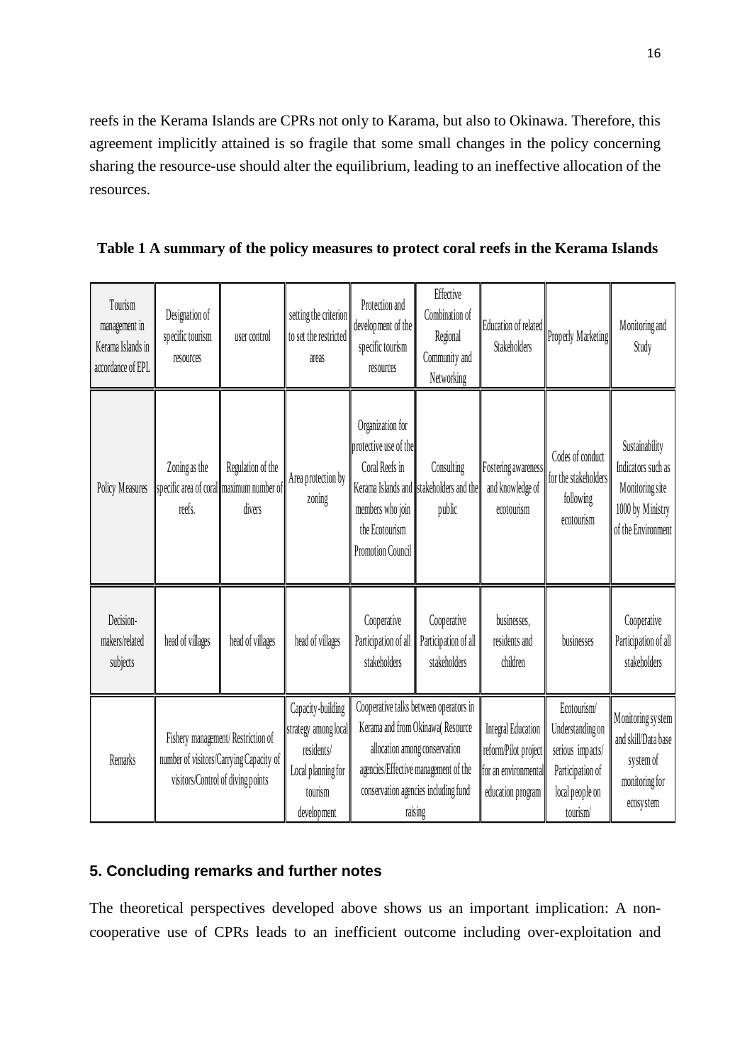reefs in the Kerama Islands are CPRs not only to Karama, but also to Okinawa. Therefore, this agreement implicitly attained is so fragile that some small changes in the policy concerning sharing the resource-use should alter the equilibrium, leading to an ineffective allocation of the resources.

**Table 1 A summary of the policy measures to protect coral reefs in the Kerama Islands**

| Tourism management in Kerama Islands in accordance of EPL | Designation of specific tourism resources | user control | setting the criterion to set the restricted areas | Protection and development of the specific tourism resources | Effective Combination of Regional Community and Networking | Education of related Stakeholders | Properly Marketing | Monitoring and Study |
|---|---|---|---|---|---|---|---|---|
| Policy Measures | Zoning as the specific area of coral reefs. | Regulation of the maximum number of divers | Area protection by zoning | Organization for protective use of the Coral Reefs in Kerama Islands and members who join the Ecotourism Promotion Council | Consulting stakeholders and the public | Fostering awareness and knowledge of ecotourism | Codes of conduct for the stakeholders following ecotourism | Sustainability Indicators such as Monitoring site 1000 by Ministry of the Environment |
| Decision-makers/related subjects | head of villages | head of villages | head of villages | Cooperative Participation of all stakeholders | Cooperative Participation of all stakeholders | businesses, residents and children | businesses | Cooperative Participation of all stakeholders |
| Remarks | Fishery management/ Restriction of number of visitors/Carrying Capacity of visitors/Control of diving points | | Capacity-building strategy among local residents/ Local planning for tourism development | Cooperative talks between operators in Kerama and from Okinawa( Resource allocation among conservation agencies/Effective management of the conservation agencies including fund raising | | Integral Education reform/Pilot project for an environmental education program | Ecotourism/ Understanding on serious impacts/ Participation of local people on tourism/ | Monitoring system and skill/Data base system of monitoring for ecosystem |

## 5. Concluding remarks and further notes

The theoretical perspectives developed above shows us an important implication: A non-cooperative use of CPRs leads to an inefficient outcome including over-exploitation and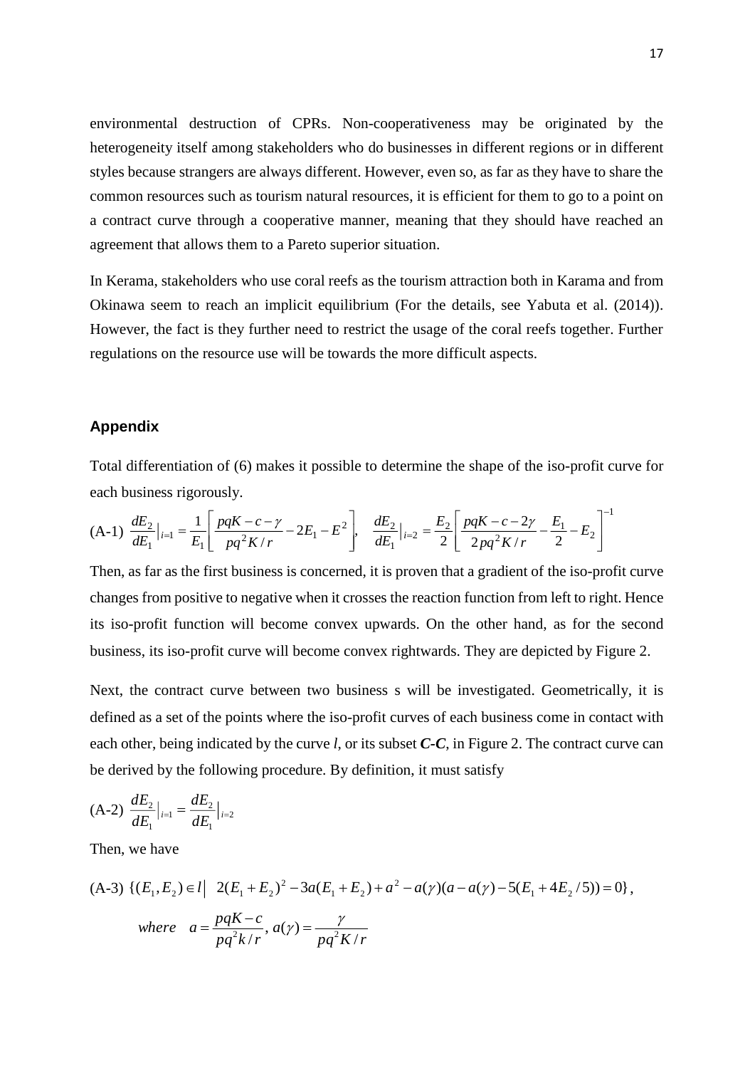environmental destruction of CPRs. Non-cooperativeness may be originated by the heterogeneity itself among stakeholders who do businesses in different regions or in different styles because strangers are always different. However, even so, as far as they have to share the common resources such as tourism natural resources, it is efficient for them to go to a point on a contract curve through a cooperative manner, meaning that they should have reached an agreement that allows them to a Pareto superior situation.

In Kerama, stakeholders who use coral reefs as the tourism attraction both in Karama and from Okinawa seem to reach an implicit equilibrium (For the details, see Yabuta et al. (2014)). However, the fact is they further need to restrict the usage of the coral reefs together. Further regulations on the resource use will be towards the more difficult aspects.

## Appendix

Total differentiation of (6) makes it possible to determine the shape of the iso-profit curve for each business rigorously.

$$\text{(A-1)}\quad \frac{dE_2}{dE_1}\Big|_{i=1} = \frac{1}{E_1}\left[\frac{pqK-c-\gamma}{pq^2K/r} - 2E_1 - E^2\right], \quad \frac{dE_2}{dE_1}\Big|_{i=2} = \frac{E_2}{2}\left[\frac{pqK-c-2\gamma}{2pq^2K/r} - \frac{E_1}{2} - E_2\right]^{-1}$$

Then, as far as the first business is concerned, it is proven that a gradient of the iso-profit curve changes from positive to negative when it crosses the reaction function from left to right. Hence its iso-profit function will become convex upwards. On the other hand, as for the second business, its iso-profit curve will become convex rightwards. They are depicted by Figure 2.

Next, the contract curve between two business s will be investigated. Geometrically, it is defined as a set of the points where the iso-profit curves of each business come in contact with each other, being indicated by the curve $l$, or its subset ***C-C***, in Figure 2. The contract curve can be derived by the following procedure. By definition, it must satisfy

$$\text{(A-2)}\quad \frac{dE_2}{dE_1}\Big|_{i=1} = \frac{dE_2}{dE_1}\Big|_{i=2}$$

Then, we have

$$\text{(A-3)}\quad \{(E_1, E_2) \in l \,|\; 2(E_1+E_2)^2 - 3a(E_1+E_2) + a^2 - a(\gamma)(a - a(\gamma) - 5(E_1 + 4E_2/5)) = 0\},$$

$$where \quad a = \frac{pqK-c}{pq^2k/r},\; a(\gamma) = \frac{\gamma}{pq^2K/r}$$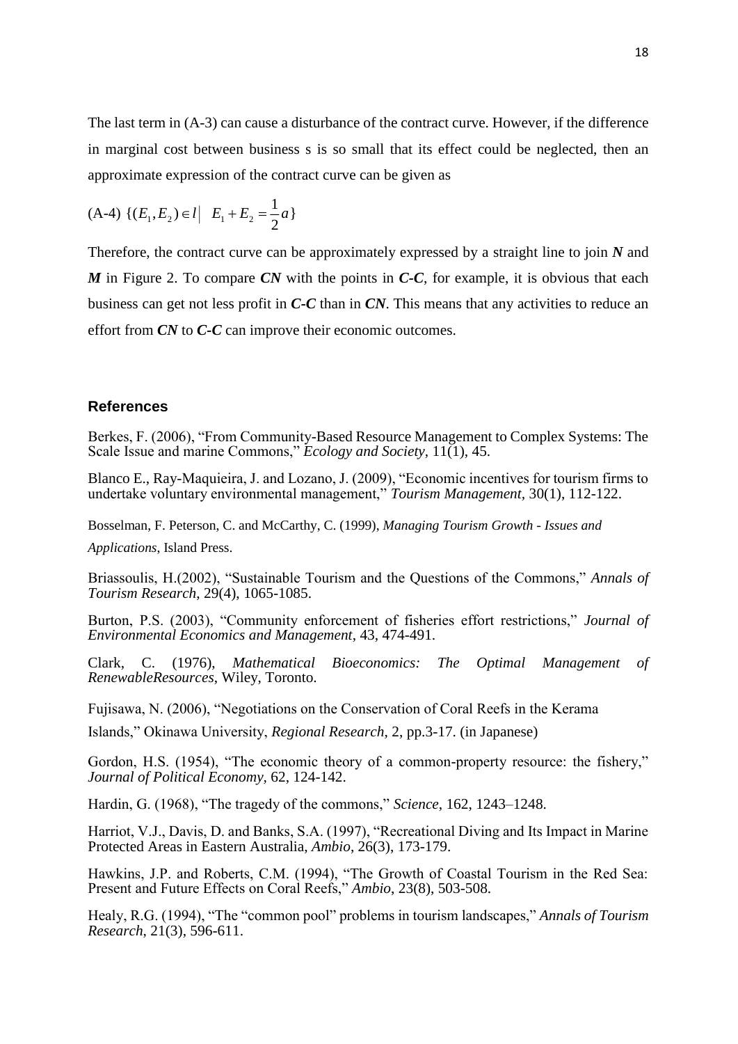The last term in (A-3) can cause a disturbance of the contract curve. However, if the difference in marginal cost between business s is so small that its effect could be neglected, then an approximate expression of the contract curve can be given as

(A-4) $\{(E_1, E_2) \in l \,|\; E_1 + E_2 = \frac{1}{2}a\}$

Therefore, the contract curve can be approximately expressed by a straight line to join ***N*** and ***M*** in Figure 2. To compare ***CN*** with the points in ***C-C***, for example, it is obvious that each business can get not less profit in ***C-C*** than in ***CN***. This means that any activities to reduce an effort from ***CN*** to ***C-C*** can improve their economic outcomes.

## References

Berkes, F. (2006), "From Community-Based Resource Management to Complex Systems: The Scale Issue and marine Commons," *Ecology and Society*, 11(1), 45.

Blanco E., Ray-Maquieira, J. and Lozano, J. (2009), "Economic incentives for tourism firms to undertake voluntary environmental management," *Tourism Management*, 30(1), 112-122.

Bosselman, F. Peterson, C. and McCarthy, C. (1999), *Managing Tourism Growth - Issues and Applications*, Island Press.

Briassoulis, H.(2002), "Sustainable Tourism and the Questions of the Commons," *Annals of Tourism Research*, 29(4), 1065-1085.

Burton, P.S. (2003), "Community enforcement of fisheries effort restrictions," *Journal of Environmental Economics and Management*, 43, 474-491.

Clark, C. (1976), *Mathematical Bioeconomics: The Optimal Management of RenewableResources*, Wiley, Toronto.

Fujisawa, N. (2006), "Negotiations on the Conservation of Coral Reefs in the Kerama Islands," Okinawa University, *Regional Research*, 2, pp.3-17. (in Japanese)

Gordon, H.S. (1954), "The economic theory of a common-property resource: the fishery," *Journal of Political Economy,* 62, 124-142.

Hardin, G. (1968), "The tragedy of the commons," *Science*, 162, 1243–1248.

Harriot, V.J., Davis, D. and Banks, S.A. (1997), "Recreational Diving and Its Impact in Marine Protected Areas in Eastern Australia, *Ambio*, 26(3), 173-179.

Hawkins, J.P. and Roberts, C.M. (1994), "The Growth of Coastal Tourism in the Red Sea: Present and Future Effects on Coral Reefs," *Ambio*, 23(8), 503-508.

Healy, R.G. (1994), "The "common pool" problems in tourism landscapes," *Annals of Tourism Research*, 21(3), 596-611.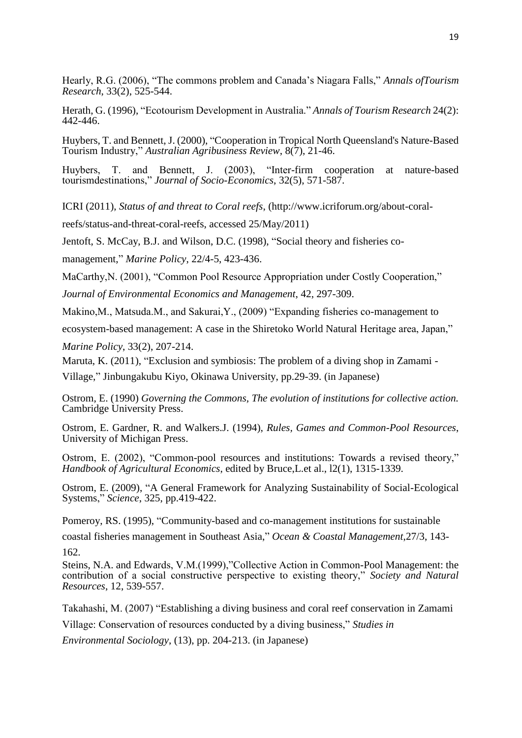Hearly, R.G. (2006), “The commons problem and Canada’s Niagara Falls,” *Annals ofTourism Research*, 33(2), 525-544.

Herath, G. (1996), “Ecotourism Development in Australia.” *Annals of Tourism Research* 24(2): 442-446.

Huybers, T. and Bennett, J. (2000), “Cooperation in Tropical North Queensland's Nature-Based Tourism Industry,” *Australian Agribusiness Review*, 8(7), 21-46.

Huybers, T. and Bennett, J. (2003), “Inter-firm cooperation at nature-based tourismdestinations,” *Journal of Socio-Economics*, 32(5), 571-587.

ICRI (2011), *Status of and threat to Coral reefs*, (http://www.icriforum.org/about-coral-reefs/status-and-threat-coral-reefs, accessed 25/May/2011)

Jentoft, S. McCay, B.J. and Wilson, D.C. (1998), “Social theory and fisheries co-management,” *Marine Policy*, 22/4-5, 423-436.

MaCarthy,N. (2001), “Common Pool Resource Appropriation under Costly Cooperation,” *Journal of Environmental Economics and Management*, 42, 297-309.

Makino,M., Matsuda.M., and Sakurai,Y., (2009) “Expanding fisheries co-management to ecosystem-based management: A case in the Shiretoko World Natural Heritage area, Japan,” *Marine Policy*, 33(2), 207-214.

Maruta, K. (2011), “Exclusion and symbiosis: The problem of a diving shop in Zamami -Village,” Jinbungakubu Kiyo, Okinawa University, pp.29-39. (in Japanese)

Ostrom, E. (1990) *Governing the Commons, The evolution of institutions for collective action.* Cambridge University Press.

Ostrom, E. Gardner, R. and Walkers.J. (1994), *Rules, Games and Common-Pool Resources*, University of Michigan Press.

Ostrom, E. (2002), “Common-pool resources and institutions: Towards a revised theory,” *Handbook of Agricultural Economics*, edited by Bruce,L.et al., l2(1), 1315-1339.

Ostrom, E. (2009), “A General Framework for Analyzing Sustainability of Social-Ecological Systems,” *Science*, 325, pp.419-422.

Pomeroy, RS. (1995), “Community-based and co-management institutions for sustainable coastal fisheries management in Southeast Asia,” *Ocean & Coastal Management*,27/3, 143-162.

Steins, N.A. and Edwards, V.M.(1999),”Collective Action in Common-Pool Management: the contribution of a social constructive perspective to existing theory,” *Society and Natural Resources*, 12, 539-557.

Takahashi, M. (2007) “Establishing a diving business and coral reef conservation in Zamami Village: Conservation of resources conducted by a diving business,” *Studies in Environmental Sociology*, (13), pp. 204-213. (in Japanese)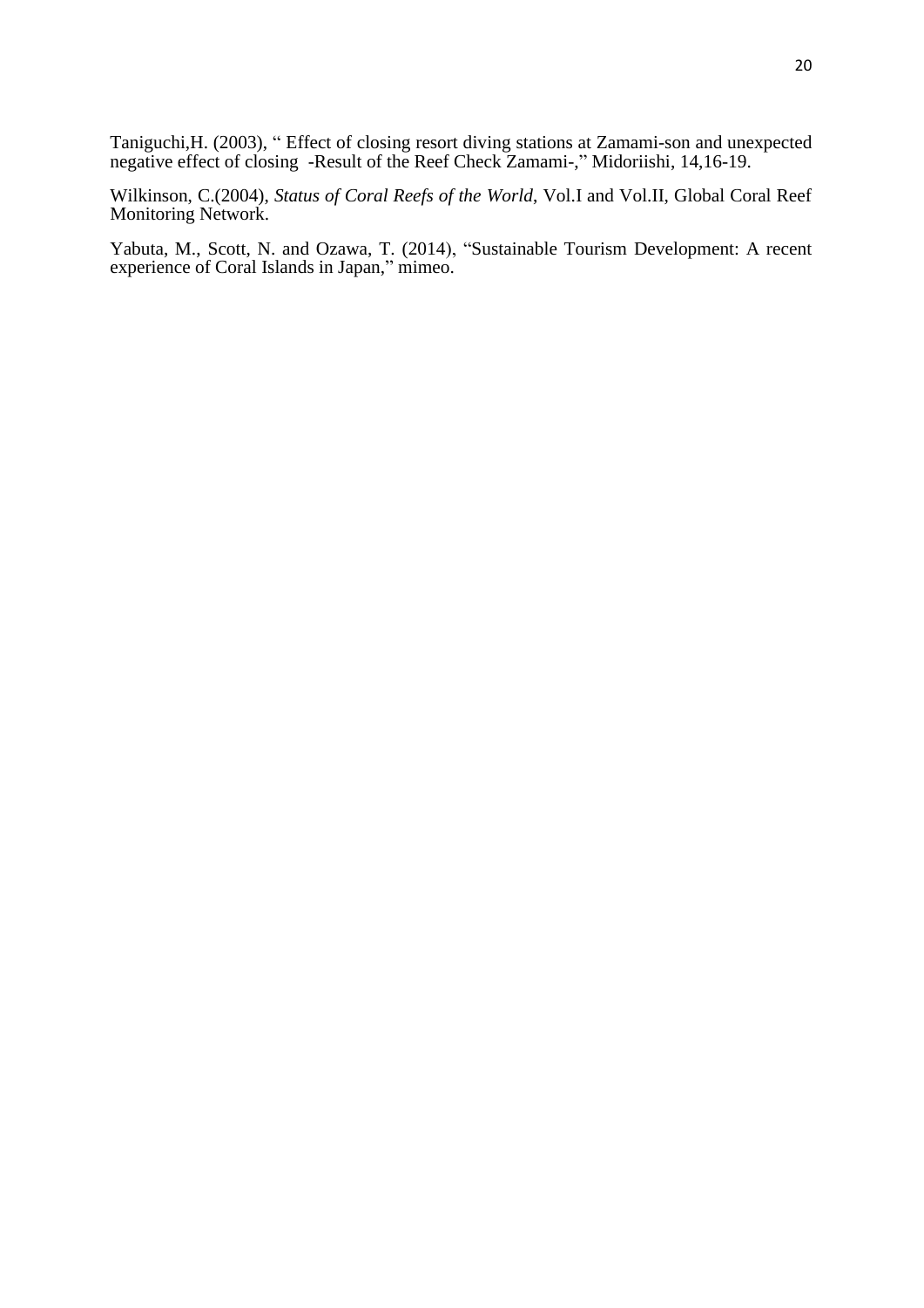Taniguchi,H. (2003), " Effect of closing resort diving stations at Zamami-son and unexpected negative effect of closing -Result of the Reef Check Zamami-," Midoriishi, 14,16-19.

Wilkinson, C.(2004), *Status of Coral Reefs of the World*, Vol.I and Vol.II, Global Coral Reef Monitoring Network.

Yabuta, M., Scott, N. and Ozawa, T. (2014), "Sustainable Tourism Development: A recent experience of Coral Islands in Japan," mimeo.